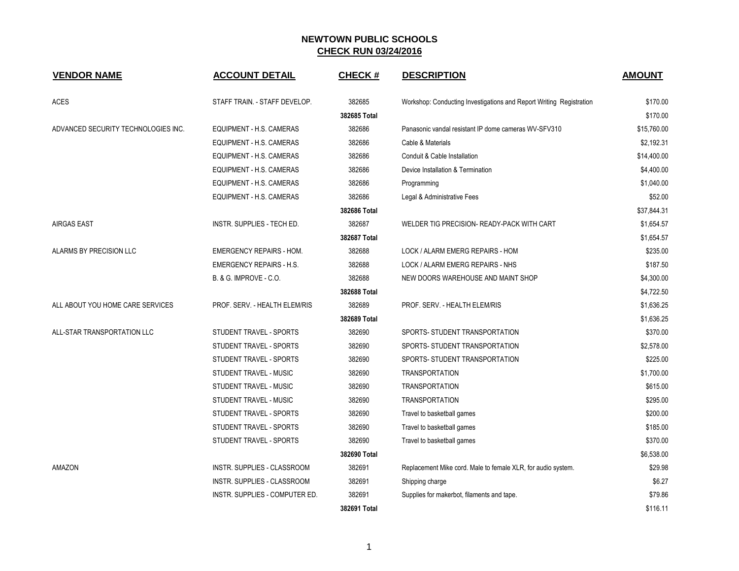# NEWTOWN PUBLIC SCHOOLS

## CHECK RUN 03/24/2016

| VENDOR NAME | ACCOUNT DETAIL | CHECK # | DESCRIPTION | AMOUNT |
|---|---|---|---|---|
| ACES | STAFF TRAIN. - STAFF DEVELOP. | 382685 | Workshop: Conducting Investigations and Report Writing Registration | $170.00 |
| | | **382685 Total** | | $170.00 |
| ADVANCED SECURITY TECHNOLOGIES INC. | EQUIPMENT - H.S. CAMERAS | 382686 | Panasonic vandal resistant IP dome cameras WV-SFV310 | $15,760.00 |
| | EQUIPMENT - H.S. CAMERAS | 382686 | Cable & Materials | $2,192.31 |
| | EQUIPMENT - H.S. CAMERAS | 382686 | Conduit & Cable Installation | $14,400.00 |
| | EQUIPMENT - H.S. CAMERAS | 382686 | Device Installation & Termination | $4,400.00 |
| | EQUIPMENT - H.S. CAMERAS | 382686 | Programming | $1,040.00 |
| | EQUIPMENT - H.S. CAMERAS | 382686 | Legal & Administrative Fees | $52.00 |
| | | **382686 Total** | | $37,844.31 |
| AIRGAS EAST | INSTR. SUPPLIES - TECH ED. | 382687 | WELDER TIG PRECISION- READY-PACK WITH CART | $1,654.57 |
| | | **382687 Total** | | $1,654.57 |
| ALARMS BY PRECISION LLC | EMERGENCY REPAIRS - HOM. | 382688 | LOCK / ALARM EMERG REPAIRS - HOM | $235.00 |
| | EMERGENCY REPAIRS - H.S. | 382688 | LOCK / ALARM EMERG REPAIRS - NHS | $187.50 |
| | B. & G. IMPROVE - C.O. | 382688 | NEW DOORS WAREHOUSE AND MAINT SHOP | $4,300.00 |
| | | **382688 Total** | | $4,722.50 |
| ALL ABOUT YOU HOME CARE SERVICES | PROF. SERV. - HEALTH ELEM/RIS | 382689 | PROF. SERV. - HEALTH ELEM/RIS | $1,636.25 |
| | | **382689 Total** | | $1,636.25 |
| ALL-STAR TRANSPORTATION LLC | STUDENT TRAVEL - SPORTS | 382690 | SPORTS- STUDENT TRANSPORTATION | $370.00 |
| | STUDENT TRAVEL - SPORTS | 382690 | SPORTS- STUDENT TRANSPORTATION | $2,578.00 |
| | STUDENT TRAVEL - SPORTS | 382690 | SPORTS- STUDENT TRANSPORTATION | $225.00 |
| | STUDENT TRAVEL - MUSIC | 382690 | TRANSPORTATION | $1,700.00 |
| | STUDENT TRAVEL - MUSIC | 382690 | TRANSPORTATION | $615.00 |
| | STUDENT TRAVEL - MUSIC | 382690 | TRANSPORTATION | $295.00 |
| | STUDENT TRAVEL - SPORTS | 382690 | Travel to basketball games | $200.00 |
| | STUDENT TRAVEL - SPORTS | 382690 | Travel to basketball games | $185.00 |
| | STUDENT TRAVEL - SPORTS | 382690 | Travel to basketball games | $370.00 |
| | | **382690 Total** | | $6,538.00 |
| AMAZON | INSTR. SUPPLIES - CLASSROOM | 382691 | Replacement Mike cord. Male to female XLR, for audio system. | $29.98 |
| | INSTR. SUPPLIES - CLASSROOM | 382691 | Shipping charge | $6.27 |
| | INSTR. SUPPLIES - COMPUTER ED. | 382691 | Supplies for makerbot, filaments and tape. | $79.86 |
| | | **382691 Total** | | $116.11 |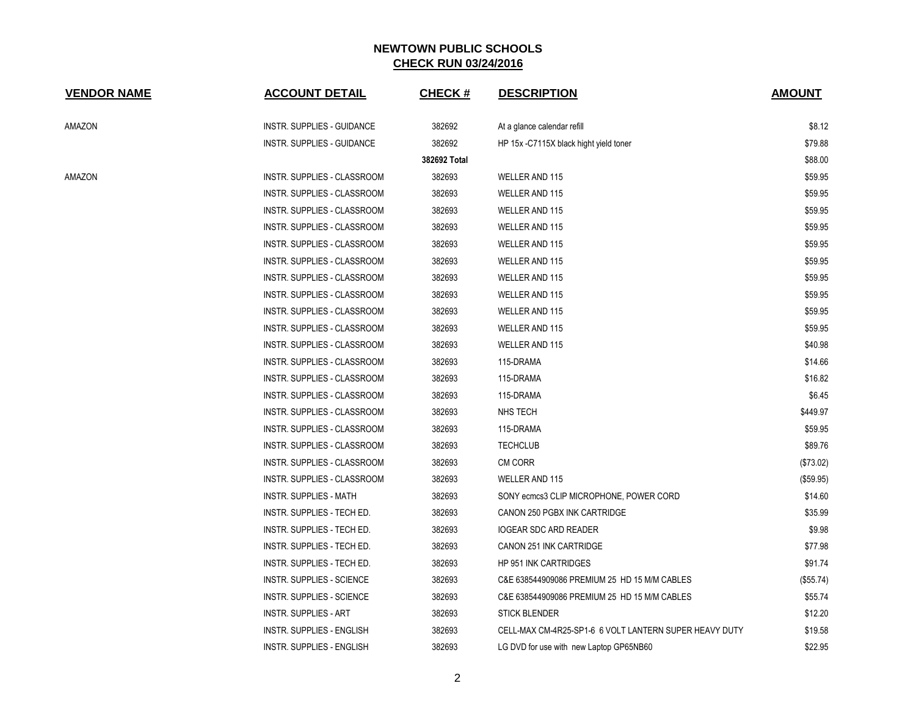# NEWTOWN PUBLIC SCHOOLS

## CHECK RUN 03/24/2016

| VENDOR NAME | ACCOUNT DETAIL | CHECK # | DESCRIPTION | AMOUNT |
|---|---|---|---|---|
| AMAZON | INSTR. SUPPLIES - GUIDANCE | 382692 | At a glance calendar refill | $8.12 |
| | INSTR. SUPPLIES - GUIDANCE | 382692 | HP 15x -C7115X black hight yield toner | $79.88 |
| | | **382692 Total** | | $88.00 |
| AMAZON | INSTR. SUPPLIES - CLASSROOM | 382693 | WELLER AND 115 | $59.95 |
| | INSTR. SUPPLIES - CLASSROOM | 382693 | WELLER AND 115 | $59.95 |
| | INSTR. SUPPLIES - CLASSROOM | 382693 | WELLER AND 115 | $59.95 |
| | INSTR. SUPPLIES - CLASSROOM | 382693 | WELLER AND 115 | $59.95 |
| | INSTR. SUPPLIES - CLASSROOM | 382693 | WELLER AND 115 | $59.95 |
| | INSTR. SUPPLIES - CLASSROOM | 382693 | WELLER AND 115 | $59.95 |
| | INSTR. SUPPLIES - CLASSROOM | 382693 | WELLER AND 115 | $59.95 |
| | INSTR. SUPPLIES - CLASSROOM | 382693 | WELLER AND 115 | $59.95 |
| | INSTR. SUPPLIES - CLASSROOM | 382693 | WELLER AND 115 | $59.95 |
| | INSTR. SUPPLIES - CLASSROOM | 382693 | WELLER AND 115 | $59.95 |
| | INSTR. SUPPLIES - CLASSROOM | 382693 | WELLER AND 115 | $40.98 |
| | INSTR. SUPPLIES - CLASSROOM | 382693 | 115-DRAMA | $14.66 |
| | INSTR. SUPPLIES - CLASSROOM | 382693 | 115-DRAMA | $16.82 |
| | INSTR. SUPPLIES - CLASSROOM | 382693 | 115-DRAMA | $6.45 |
| | INSTR. SUPPLIES - CLASSROOM | 382693 | NHS TECH | $449.97 |
| | INSTR. SUPPLIES - CLASSROOM | 382693 | 115-DRAMA | $59.95 |
| | INSTR. SUPPLIES - CLASSROOM | 382693 | TECHCLUB | $89.76 |
| | INSTR. SUPPLIES - CLASSROOM | 382693 | CM CORR | ($73.02) |
| | INSTR. SUPPLIES - CLASSROOM | 382693 | WELLER AND 115 | ($59.95) |
| | INSTR. SUPPLIES - MATH | 382693 | SONY ecmcs3 CLIP MICROPHONE, POWER CORD | $14.60 |
| | INSTR. SUPPLIES - TECH ED. | 382693 | CANON 250 PGBX INK CARTRIDGE | $35.99 |
| | INSTR. SUPPLIES - TECH ED. | 382693 | IOGEAR SDC ARD READER | $9.98 |
| | INSTR. SUPPLIES - TECH ED. | 382693 | CANON 251 INK CARTRIDGE | $77.98 |
| | INSTR. SUPPLIES - TECH ED. | 382693 | HP 951 INK CARTRIDGES | $91.74 |
| | INSTR. SUPPLIES - SCIENCE | 382693 | C&E 638544909086 PREMIUM 25 HD 15 M/M CABLES | ($55.74) |
| | INSTR. SUPPLIES - SCIENCE | 382693 | C&E 638544909086 PREMIUM 25 HD 15 M/M CABLES | $55.74 |
| | INSTR. SUPPLIES - ART | 382693 | STICK BLENDER | $12.20 |
| | INSTR. SUPPLIES - ENGLISH | 382693 | CELL-MAX CM-4R25-SP1-6 6 VOLT LANTERN SUPER HEAVY DUTY | $19.58 |
| | INSTR. SUPPLIES - ENGLISH | 382693 | LG DVD for use with new Laptop GP65NB60 | $22.95 |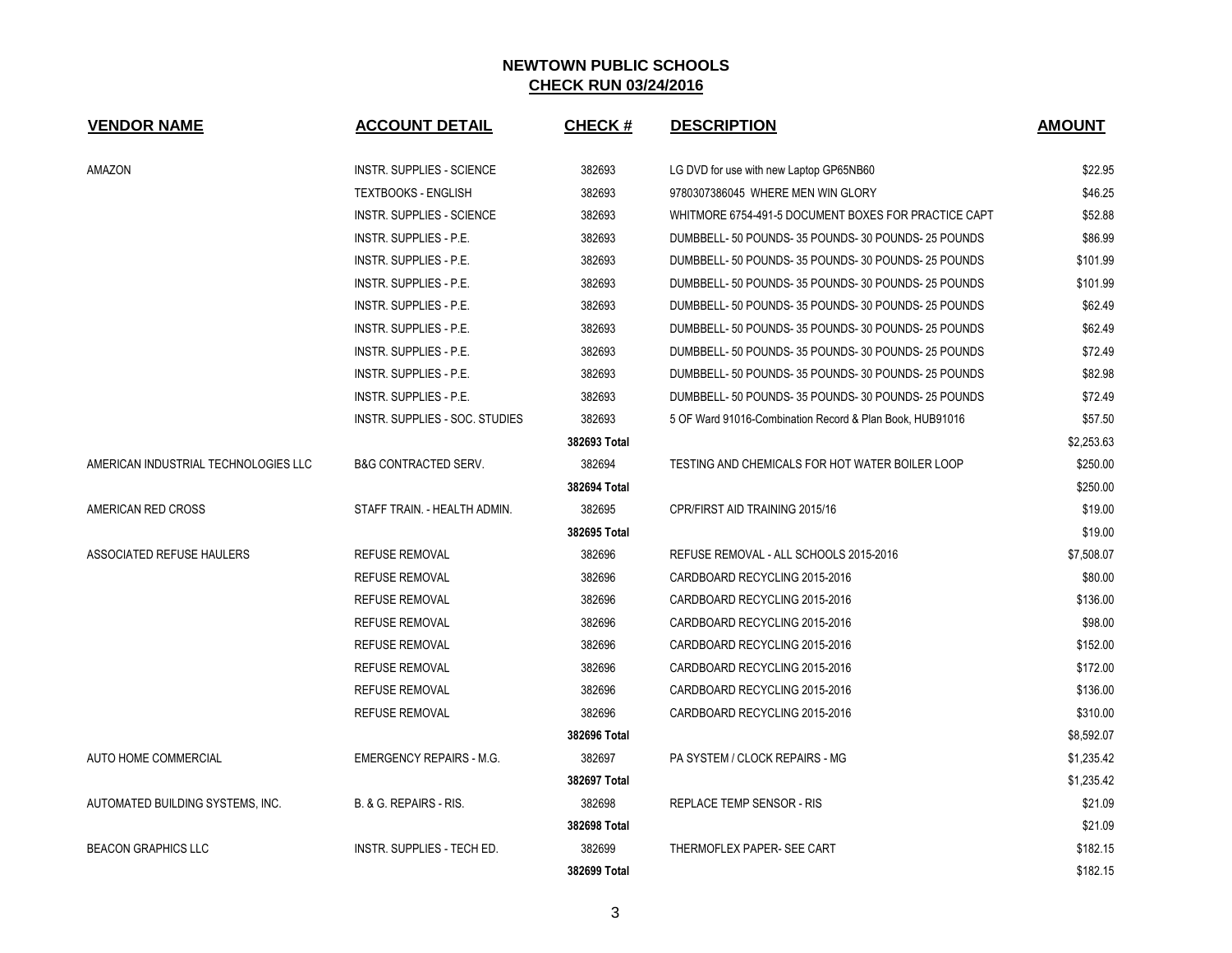## NEWTOWN PUBLIC SCHOOLS

**CHECK RUN 03/24/2016**

| VENDOR NAME | ACCOUNT DETAIL | CHECK # | DESCRIPTION | AMOUNT |
|---|---|---|---|---|
| AMAZON | INSTR. SUPPLIES - SCIENCE | 382693 | LG DVD for use with new Laptop GP65NB60 | $22.95 |
| | TEXTBOOKS - ENGLISH | 382693 | 9780307386045 WHERE MEN WIN GLORY | $46.25 |
| | INSTR. SUPPLIES - SCIENCE | 382693 | WHITMORE 6754-491-5 DOCUMENT BOXES FOR PRACTICE CAPT | $52.88 |
| | INSTR. SUPPLIES - P.E. | 382693 | DUMBBELL- 50 POUNDS- 35 POUNDS- 30 POUNDS- 25 POUNDS | $86.99 |
| | INSTR. SUPPLIES - P.E. | 382693 | DUMBBELL- 50 POUNDS- 35 POUNDS- 30 POUNDS- 25 POUNDS | $101.99 |
| | INSTR. SUPPLIES - P.E. | 382693 | DUMBBELL- 50 POUNDS- 35 POUNDS- 30 POUNDS- 25 POUNDS | $101.99 |
| | INSTR. SUPPLIES - P.E. | 382693 | DUMBBELL- 50 POUNDS- 35 POUNDS- 30 POUNDS- 25 POUNDS | $62.49 |
| | INSTR. SUPPLIES - P.E. | 382693 | DUMBBELL- 50 POUNDS- 35 POUNDS- 30 POUNDS- 25 POUNDS | $62.49 |
| | INSTR. SUPPLIES - P.E. | 382693 | DUMBBELL- 50 POUNDS- 35 POUNDS- 30 POUNDS- 25 POUNDS | $72.49 |
| | INSTR. SUPPLIES - P.E. | 382693 | DUMBBELL- 50 POUNDS- 35 POUNDS- 30 POUNDS- 25 POUNDS | $82.98 |
| | INSTR. SUPPLIES - P.E. | 382693 | DUMBBELL- 50 POUNDS- 35 POUNDS- 30 POUNDS- 25 POUNDS | $72.49 |
| | INSTR. SUPPLIES - SOC. STUDIES | 382693 | 5 OF Ward 91016-Combination Record & Plan Book, HUB91016 | $57.50 |
| | | **382693 Total** | | $2,253.63 |
| AMERICAN INDUSTRIAL TECHNOLOGIES LLC | B&G CONTRACTED SERV. | 382694 | TESTING AND CHEMICALS FOR HOT WATER BOILER LOOP | $250.00 |
| | | **382694 Total** | | $250.00 |
| AMERICAN RED CROSS | STAFF TRAIN. - HEALTH ADMIN. | 382695 | CPR/FIRST AID TRAINING 2015/16 | $19.00 |
| | | **382695 Total** | | $19.00 |
| ASSOCIATED REFUSE HAULERS | REFUSE REMOVAL | 382696 | REFUSE REMOVAL - ALL SCHOOLS 2015-2016 | $7,508.07 |
| | REFUSE REMOVAL | 382696 | CARDBOARD RECYCLING 2015-2016 | $80.00 |
| | REFUSE REMOVAL | 382696 | CARDBOARD RECYCLING 2015-2016 | $136.00 |
| | REFUSE REMOVAL | 382696 | CARDBOARD RECYCLING 2015-2016 | $98.00 |
| | REFUSE REMOVAL | 382696 | CARDBOARD RECYCLING 2015-2016 | $152.00 |
| | REFUSE REMOVAL | 382696 | CARDBOARD RECYCLING 2015-2016 | $172.00 |
| | REFUSE REMOVAL | 382696 | CARDBOARD RECYCLING 2015-2016 | $136.00 |
| | REFUSE REMOVAL | 382696 | CARDBOARD RECYCLING 2015-2016 | $310.00 |
| | | **382696 Total** | | $8,592.07 |
| AUTO HOME COMMERCIAL | EMERGENCY REPAIRS - M.G. | 382697 | PA SYSTEM / CLOCK REPAIRS - MG | $1,235.42 |
| | | **382697 Total** | | $1,235.42 |
| AUTOMATED BUILDING SYSTEMS, INC. | B. & G. REPAIRS - RIS. | 382698 | REPLACE TEMP SENSOR - RIS | $21.09 |
| | | **382698 Total** | | $21.09 |
| BEACON GRAPHICS LLC | INSTR. SUPPLIES - TECH ED. | 382699 | THERMOFLEX PAPER- SEE CART | $182.15 |
| | | **382699 Total** | | $182.15 |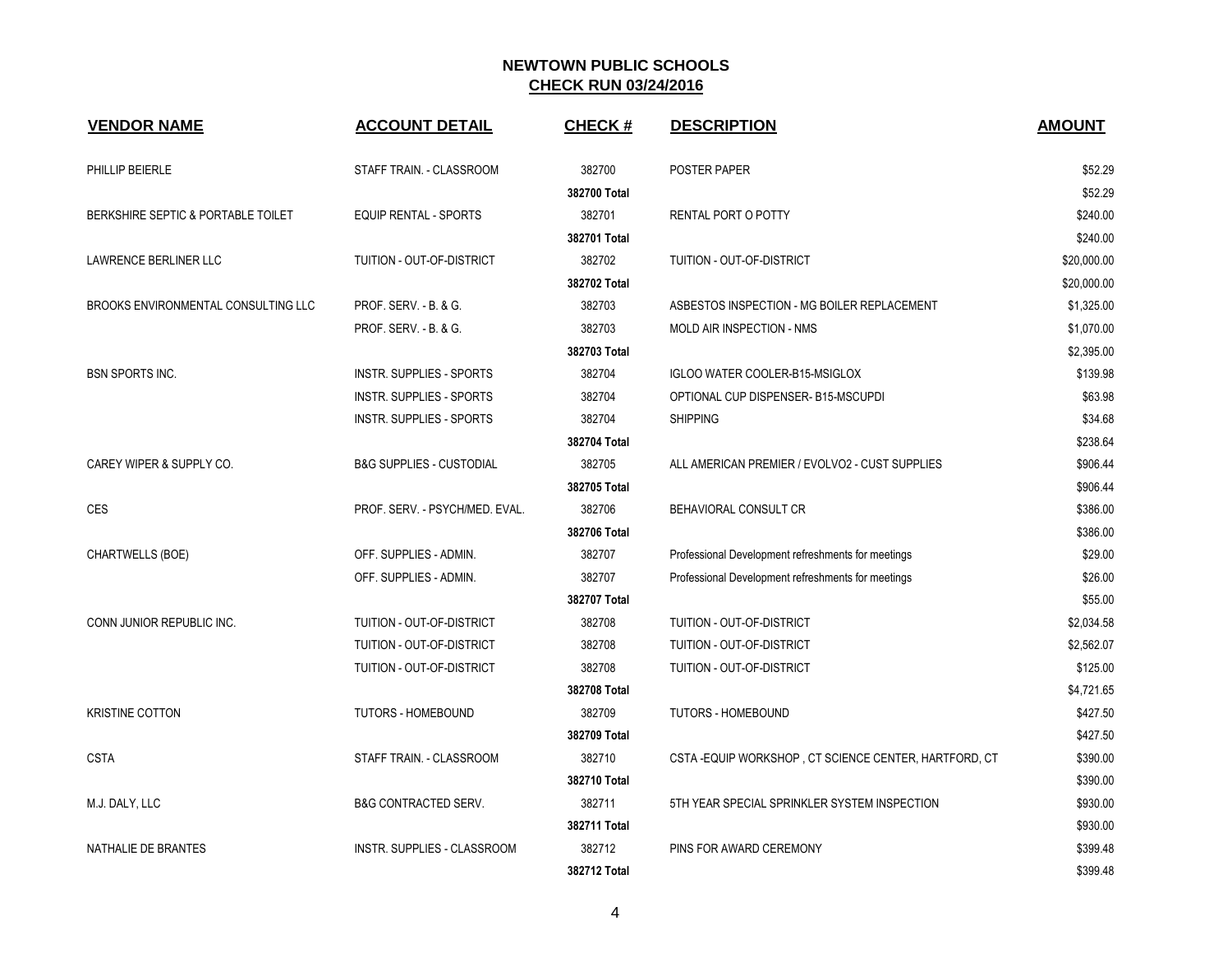# NEWTOWN PUBLIC SCHOOLS
## CHECK RUN 03/24/2016

| VENDOR NAME | ACCOUNT DETAIL | CHECK # | DESCRIPTION | AMOUNT |
|---|---|---|---|---|
| PHILLIP BEIERLE | STAFF TRAIN. - CLASSROOM | 382700 | POSTER PAPER | $52.29 |
| | | 382700 Total | | $52.29 |
| BERKSHIRE SEPTIC & PORTABLE TOILET | EQUIP RENTAL - SPORTS | 382701 | RENTAL PORT O POTTY | $240.00 |
| | | 382701 Total | | $240.00 |
| LAWRENCE BERLINER LLC | TUITION - OUT-OF-DISTRICT | 382702 | TUITION - OUT-OF-DISTRICT | $20,000.00 |
| | | 382702 Total | | $20,000.00 |
| BROOKS ENVIRONMENTAL CONSULTING LLC | PROF. SERV. - B. & G. | 382703 | ASBESTOS INSPECTION - MG BOILER REPLACEMENT | $1,325.00 |
| | PROF. SERV. - B. & G. | 382703 | MOLD AIR INSPECTION - NMS | $1,070.00 |
| | | 382703 Total | | $2,395.00 |
| BSN SPORTS INC. | INSTR. SUPPLIES - SPORTS | 382704 | IGLOO WATER COOLER-B15-MSIGLOX | $139.98 |
| | INSTR. SUPPLIES - SPORTS | 382704 | OPTIONAL CUP DISPENSER- B15-MSCUPDI | $63.98 |
| | INSTR. SUPPLIES - SPORTS | 382704 | SHIPPING | $34.68 |
| | | 382704 Total | | $238.64 |
| CAREY WIPER & SUPPLY CO. | B&G SUPPLIES - CUSTODIAL | 382705 | ALL AMERICAN PREMIER / EVOLVO2 - CUST SUPPLIES | $906.44 |
| | | 382705 Total | | $906.44 |
| CES | PROF. SERV. - PSYCH/MED. EVAL. | 382706 | BEHAVIORAL CONSULT CR | $386.00 |
| | | 382706 Total | | $386.00 |
| CHARTWELLS (BOE) | OFF. SUPPLIES - ADMIN. | 382707 | Professional Development refreshments for meetings | $29.00 |
| | OFF. SUPPLIES - ADMIN. | 382707 | Professional Development refreshments for meetings | $26.00 |
| | | 382707 Total | | $55.00 |
| CONN JUNIOR REPUBLIC INC. | TUITION - OUT-OF-DISTRICT | 382708 | TUITION - OUT-OF-DISTRICT | $2,034.58 |
| | TUITION - OUT-OF-DISTRICT | 382708 | TUITION - OUT-OF-DISTRICT | $2,562.07 |
| | TUITION - OUT-OF-DISTRICT | 382708 | TUITION - OUT-OF-DISTRICT | $125.00 |
| | | 382708 Total | | $4,721.65 |
| KRISTINE COTTON | TUTORS - HOMEBOUND | 382709 | TUTORS - HOMEBOUND | $427.50 |
| | | 382709 Total | | $427.50 |
| CSTA | STAFF TRAIN. - CLASSROOM | 382710 | CSTA -EQUIP WORKSHOP , CT SCIENCE CENTER, HARTFORD, CT | $390.00 |
| | | 382710 Total | | $390.00 |
| M.J. DALY, LLC | B&G CONTRACTED SERV. | 382711 | 5TH YEAR SPECIAL SPRINKLER SYSTEM INSPECTION | $930.00 |
| | | 382711 Total | | $930.00 |
| NATHALIE DE BRANTES | INSTR. SUPPLIES - CLASSROOM | 382712 | PINS FOR AWARD CEREMONY | $399.48 |
| | | 382712 Total | | $399.48 |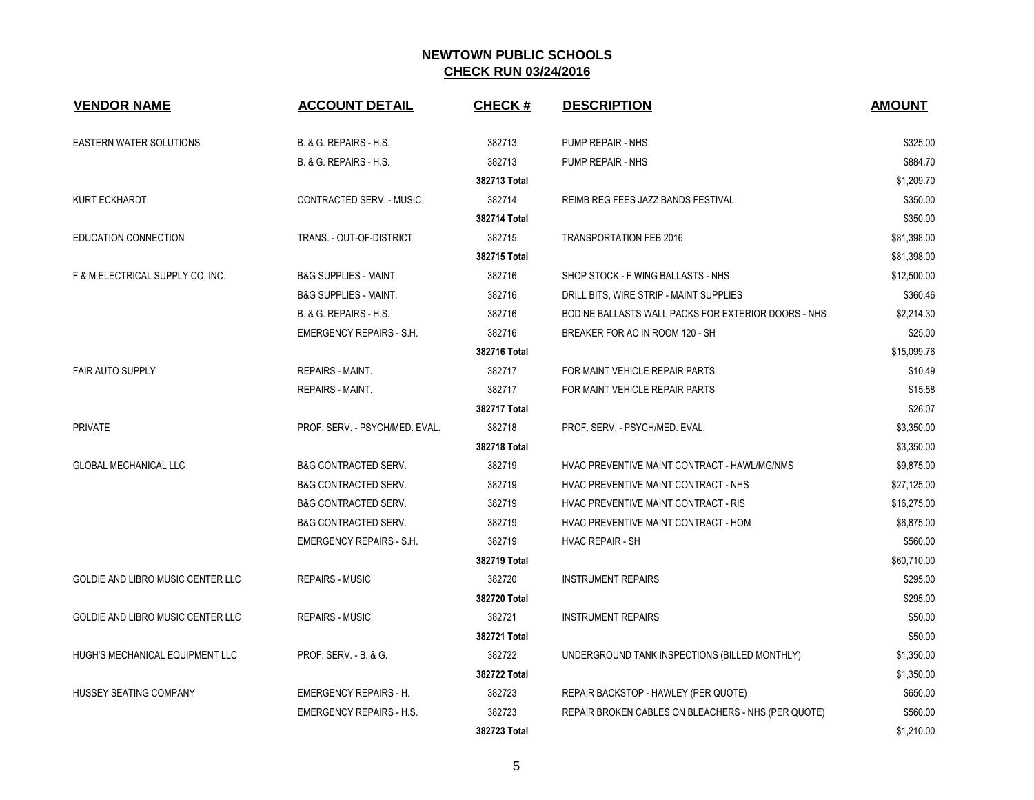# NEWTOWN PUBLIC SCHOOLS

## CHECK RUN 03/24/2016

| VENDOR NAME | ACCOUNT DETAIL | CHECK # | DESCRIPTION | AMOUNT |
|---|---|---|---|---|
| EASTERN WATER SOLUTIONS | B. & G. REPAIRS - H.S. | 382713 | PUMP REPAIR - NHS | $325.00 |
| | B. & G. REPAIRS - H.S. | 382713 | PUMP REPAIR - NHS | $884.70 |
| | | 382713 Total | | $1,209.70 |
| KURT ECKHARDT | CONTRACTED SERV. - MUSIC | 382714 | REIMB REG FEES JAZZ BANDS FESTIVAL | $350.00 |
| | | 382714 Total | | $350.00 |
| EDUCATION CONNECTION | TRANS. - OUT-OF-DISTRICT | 382715 | TRANSPORTATION FEB 2016 | $81,398.00 |
| | | 382715 Total | | $81,398.00 |
| F & M ELECTRICAL SUPPLY CO, INC. | B&G SUPPLIES - MAINT. | 382716 | SHOP STOCK - F WING BALLASTS - NHS | $12,500.00 |
| | B&G SUPPLIES - MAINT. | 382716 | DRILL BITS, WIRE STRIP - MAINT SUPPLIES | $360.46 |
| | B. & G. REPAIRS - H.S. | 382716 | BODINE BALLASTS WALL PACKS FOR EXTERIOR DOORS - NHS | $2,214.30 |
| | EMERGENCY REPAIRS - S.H. | 382716 | BREAKER FOR AC IN ROOM 120 - SH | $25.00 |
| | | 382716 Total | | $15,099.76 |
| FAIR AUTO SUPPLY | REPAIRS - MAINT. | 382717 | FOR MAINT VEHICLE REPAIR PARTS | $10.49 |
| | REPAIRS - MAINT. | 382717 | FOR MAINT VEHICLE REPAIR PARTS | $15.58 |
| | | 382717 Total | | $26.07 |
| PRIVATE | PROF. SERV. - PSYCH/MED. EVAL. | 382718 | PROF. SERV. - PSYCH/MED. EVAL. | $3,350.00 |
| | | 382718 Total | | $3,350.00 |
| GLOBAL MECHANICAL LLC | B&G CONTRACTED SERV. | 382719 | HVAC PREVENTIVE MAINT CONTRACT - HAWL/MG/NMS | $9,875.00 |
| | B&G CONTRACTED SERV. | 382719 | HVAC PREVENTIVE MAINT CONTRACT - NHS | $27,125.00 |
| | B&G CONTRACTED SERV. | 382719 | HVAC PREVENTIVE MAINT CONTRACT - RIS | $16,275.00 |
| | B&G CONTRACTED SERV. | 382719 | HVAC PREVENTIVE MAINT CONTRACT - HOM | $6,875.00 |
| | EMERGENCY REPAIRS - S.H. | 382719 | HVAC REPAIR - SH | $560.00 |
| | | 382719 Total | | $60,710.00 |
| GOLDIE AND LIBRO MUSIC CENTER LLC | REPAIRS - MUSIC | 382720 | INSTRUMENT REPAIRS | $295.00 |
| | | 382720 Total | | $295.00 |
| GOLDIE AND LIBRO MUSIC CENTER LLC | REPAIRS - MUSIC | 382721 | INSTRUMENT REPAIRS | $50.00 |
| | | 382721 Total | | $50.00 |
| HUGH'S MECHANICAL EQUIPMENT LLC | PROF. SERV. - B. & G. | 382722 | UNDERGROUND TANK INSPECTIONS (BILLED MONTHLY) | $1,350.00 |
| | | 382722 Total | | $1,350.00 |
| HUSSEY SEATING COMPANY | EMERGENCY REPAIRS - H. | 382723 | REPAIR BACKSTOP - HAWLEY (PER QUOTE) | $650.00 |
| | EMERGENCY REPAIRS - H.S. | 382723 | REPAIR BROKEN CABLES ON BLEACHERS - NHS (PER QUOTE) | $560.00 |
| | | 382723 Total | | $1,210.00 |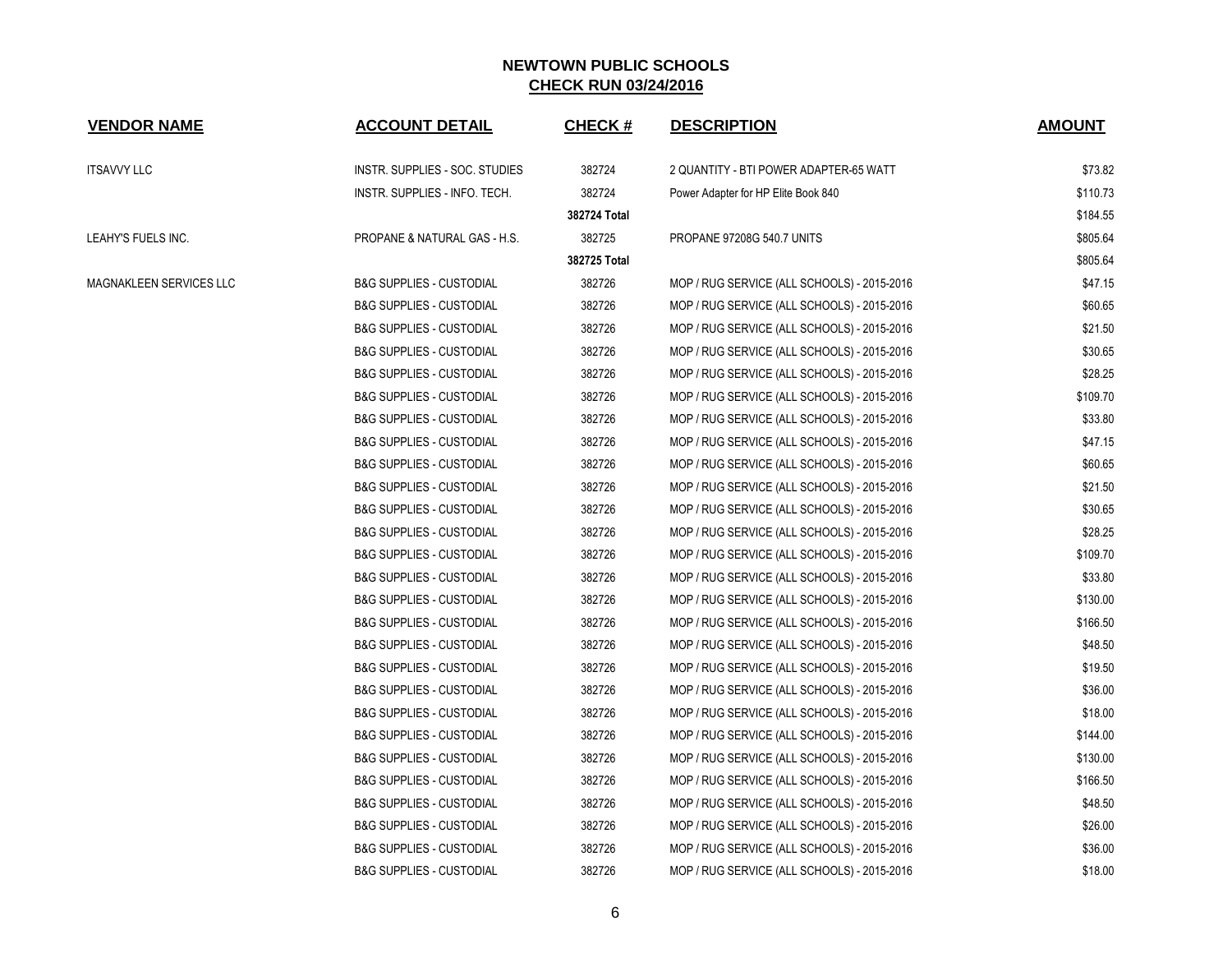# NEWTOWN PUBLIC SCHOOLS

## CHECK RUN 03/24/2016

| VENDOR NAME | ACCOUNT DETAIL | CHECK # | DESCRIPTION | AMOUNT |
|---|---|---|---|---|
| ITSAVVY LLC | INSTR. SUPPLIES - SOC. STUDIES | 382724 | 2 QUANTITY - BTI POWER ADAPTER-65 WATT | $73.82 |
| | INSTR. SUPPLIES - INFO. TECH. | 382724 | Power Adapter for HP Elite Book 840 | $110.73 |
| | | **382724 Total** | | $184.55 |
| LEAHY'S FUELS INC. | PROPANE & NATURAL GAS - H.S. | 382725 | PROPANE 97208G 540.7 UNITS | $805.64 |
| | | **382725 Total** | | $805.64 |
| MAGNAKLEEN SERVICES LLC | B&G SUPPLIES - CUSTODIAL | 382726 | MOP / RUG SERVICE (ALL SCHOOLS) - 2015-2016 | $47.15 |
| | B&G SUPPLIES - CUSTODIAL | 382726 | MOP / RUG SERVICE (ALL SCHOOLS) - 2015-2016 | $60.65 |
| | B&G SUPPLIES - CUSTODIAL | 382726 | MOP / RUG SERVICE (ALL SCHOOLS) - 2015-2016 | $21.50 |
| | B&G SUPPLIES - CUSTODIAL | 382726 | MOP / RUG SERVICE (ALL SCHOOLS) - 2015-2016 | $30.65 |
| | B&G SUPPLIES - CUSTODIAL | 382726 | MOP / RUG SERVICE (ALL SCHOOLS) - 2015-2016 | $28.25 |
| | B&G SUPPLIES - CUSTODIAL | 382726 | MOP / RUG SERVICE (ALL SCHOOLS) - 2015-2016 | $109.70 |
| | B&G SUPPLIES - CUSTODIAL | 382726 | MOP / RUG SERVICE (ALL SCHOOLS) - 2015-2016 | $33.80 |
| | B&G SUPPLIES - CUSTODIAL | 382726 | MOP / RUG SERVICE (ALL SCHOOLS) - 2015-2016 | $47.15 |
| | B&G SUPPLIES - CUSTODIAL | 382726 | MOP / RUG SERVICE (ALL SCHOOLS) - 2015-2016 | $60.65 |
| | B&G SUPPLIES - CUSTODIAL | 382726 | MOP / RUG SERVICE (ALL SCHOOLS) - 2015-2016 | $21.50 |
| | B&G SUPPLIES - CUSTODIAL | 382726 | MOP / RUG SERVICE (ALL SCHOOLS) - 2015-2016 | $30.65 |
| | B&G SUPPLIES - CUSTODIAL | 382726 | MOP / RUG SERVICE (ALL SCHOOLS) - 2015-2016 | $28.25 |
| | B&G SUPPLIES - CUSTODIAL | 382726 | MOP / RUG SERVICE (ALL SCHOOLS) - 2015-2016 | $109.70 |
| | B&G SUPPLIES - CUSTODIAL | 382726 | MOP / RUG SERVICE (ALL SCHOOLS) - 2015-2016 | $33.80 |
| | B&G SUPPLIES - CUSTODIAL | 382726 | MOP / RUG SERVICE (ALL SCHOOLS) - 2015-2016 | $130.00 |
| | B&G SUPPLIES - CUSTODIAL | 382726 | MOP / RUG SERVICE (ALL SCHOOLS) - 2015-2016 | $166.50 |
| | B&G SUPPLIES - CUSTODIAL | 382726 | MOP / RUG SERVICE (ALL SCHOOLS) - 2015-2016 | $48.50 |
| | B&G SUPPLIES - CUSTODIAL | 382726 | MOP / RUG SERVICE (ALL SCHOOLS) - 2015-2016 | $19.50 |
| | B&G SUPPLIES - CUSTODIAL | 382726 | MOP / RUG SERVICE (ALL SCHOOLS) - 2015-2016 | $36.00 |
| | B&G SUPPLIES - CUSTODIAL | 382726 | MOP / RUG SERVICE (ALL SCHOOLS) - 2015-2016 | $18.00 |
| | B&G SUPPLIES - CUSTODIAL | 382726 | MOP / RUG SERVICE (ALL SCHOOLS) - 2015-2016 | $144.00 |
| | B&G SUPPLIES - CUSTODIAL | 382726 | MOP / RUG SERVICE (ALL SCHOOLS) - 2015-2016 | $130.00 |
| | B&G SUPPLIES - CUSTODIAL | 382726 | MOP / RUG SERVICE (ALL SCHOOLS) - 2015-2016 | $166.50 |
| | B&G SUPPLIES - CUSTODIAL | 382726 | MOP / RUG SERVICE (ALL SCHOOLS) - 2015-2016 | $48.50 |
| | B&G SUPPLIES - CUSTODIAL | 382726 | MOP / RUG SERVICE (ALL SCHOOLS) - 2015-2016 | $26.00 |
| | B&G SUPPLIES - CUSTODIAL | 382726 | MOP / RUG SERVICE (ALL SCHOOLS) - 2015-2016 | $36.00 |
| | B&G SUPPLIES - CUSTODIAL | 382726 | MOP / RUG SERVICE (ALL SCHOOLS) - 2015-2016 | $18.00 |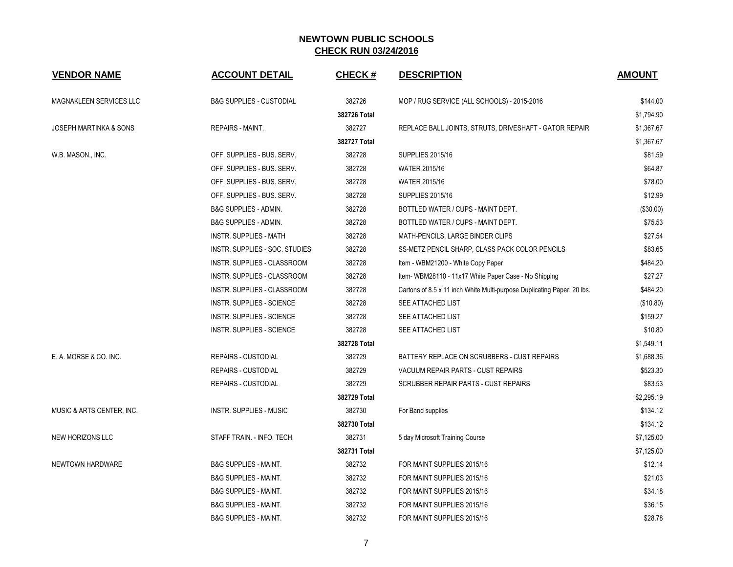## NEWTOWN PUBLIC SCHOOLS
## CHECK RUN 03/24/2016

| VENDOR NAME | ACCOUNT DETAIL | CHECK # | DESCRIPTION | AMOUNT |
|---|---|---|---|---|
| MAGNAKLEEN SERVICES LLC | B&G SUPPLIES - CUSTODIAL | 382726 | MOP / RUG SERVICE (ALL SCHOOLS) - 2015-2016 | $144.00 |
| | | **382726 Total** | | $1,794.90 |
| JOSEPH MARTINKA & SONS | REPAIRS - MAINT. | 382727 | REPLACE BALL JOINTS, STRUTS, DRIVESHAFT - GATOR REPAIR | $1,367.67 |
| | | **382727 Total** | | $1,367.67 |
| W.B. MASON., INC. | OFF. SUPPLIES - BUS. SERV. | 382728 | SUPPLIES 2015/16 | $81.59 |
| | OFF. SUPPLIES - BUS. SERV. | 382728 | WATER 2015/16 | $64.87 |
| | OFF. SUPPLIES - BUS. SERV. | 382728 | WATER 2015/16 | $78.00 |
| | OFF. SUPPLIES - BUS. SERV. | 382728 | SUPPLIES 2015/16 | $12.99 |
| | B&G SUPPLIES - ADMIN. | 382728 | BOTTLED WATER / CUPS - MAINT DEPT. | ($30.00) |
| | B&G SUPPLIES - ADMIN. | 382728 | BOTTLED WATER / CUPS - MAINT DEPT. | $75.53 |
| | INSTR. SUPPLIES - MATH | 382728 | MATH-PENCILS, LARGE BINDER CLIPS | $27.54 |
| | INSTR. SUPPLIES - SOC. STUDIES | 382728 | SS-METZ PENCIL SHARP, CLASS PACK COLOR PENCILS | $83.65 |
| | INSTR. SUPPLIES - CLASSROOM | 382728 | Item - WBM21200 - White Copy Paper | $484.20 |
| | INSTR. SUPPLIES - CLASSROOM | 382728 | Item- WBM28110 - 11x17 White Paper Case - No Shipping | $27.27 |
| | INSTR. SUPPLIES - CLASSROOM | 382728 | Cartons of 8.5 x 11 inch White Multi-purpose Duplicating Paper, 20 lbs. | $484.20 |
| | INSTR. SUPPLIES - SCIENCE | 382728 | SEE ATTACHED LIST | ($10.80) |
| | INSTR. SUPPLIES - SCIENCE | 382728 | SEE ATTACHED LIST | $159.27 |
| | INSTR. SUPPLIES - SCIENCE | 382728 | SEE ATTACHED LIST | $10.80 |
| | | **382728 Total** | | $1,549.11 |
| E. A. MORSE & CO. INC. | REPAIRS - CUSTODIAL | 382729 | BATTERY REPLACE ON SCRUBBERS - CUST REPAIRS | $1,688.36 |
| | REPAIRS - CUSTODIAL | 382729 | VACUUM REPAIR PARTS - CUST REPAIRS | $523.30 |
| | REPAIRS - CUSTODIAL | 382729 | SCRUBBER REPAIR PARTS - CUST REPAIRS | $83.53 |
| | | **382729 Total** | | $2,295.19 |
| MUSIC & ARTS CENTER, INC. | INSTR. SUPPLIES - MUSIC | 382730 | For Band supplies | $134.12 |
| | | **382730 Total** | | $134.12 |
| NEW HORIZONS LLC | STAFF TRAIN. - INFO. TECH. | 382731 | 5 day Microsoft Training Course | $7,125.00 |
| | | **382731 Total** | | $7,125.00 |
| NEWTOWN HARDWARE | B&G SUPPLIES - MAINT. | 382732 | FOR MAINT SUPPLIES 2015/16 | $12.14 |
| | B&G SUPPLIES - MAINT. | 382732 | FOR MAINT SUPPLIES 2015/16 | $21.03 |
| | B&G SUPPLIES - MAINT. | 382732 | FOR MAINT SUPPLIES 2015/16 | $34.18 |
| | B&G SUPPLIES - MAINT. | 382732 | FOR MAINT SUPPLIES 2015/16 | $36.15 |
| | B&G SUPPLIES - MAINT. | 382732 | FOR MAINT SUPPLIES 2015/16 | $28.78 |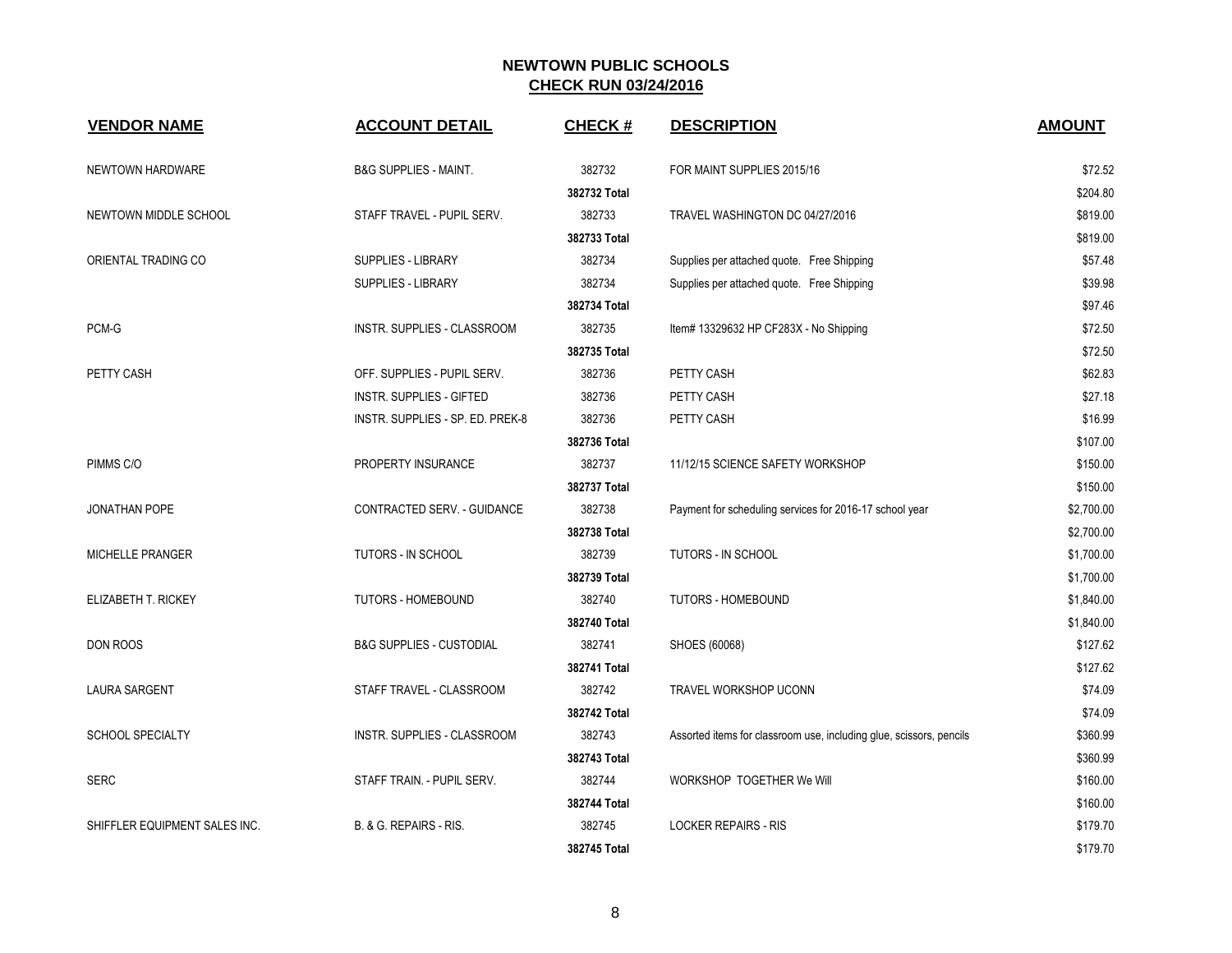## NEWTOWN PUBLIC SCHOOLS

## CHECK RUN 03/24/2016

| VENDOR NAME | ACCOUNT DETAIL | CHECK # | DESCRIPTION | AMOUNT |
|---|---|---|---|---|
| NEWTOWN HARDWARE | B&G SUPPLIES - MAINT. | 382732 | FOR MAINT SUPPLIES 2015/16 | $72.52 |
| | | 382732 Total | | $204.80 |
| NEWTOWN MIDDLE SCHOOL | STAFF TRAVEL - PUPIL SERV. | 382733 | TRAVEL WASHINGTON DC 04/27/2016 | $819.00 |
| | | 382733 Total | | $819.00 |
| ORIENTAL TRADING CO | SUPPLIES - LIBRARY | 382734 | Supplies per attached quote. Free Shipping | $57.48 |
| | SUPPLIES - LIBRARY | 382734 | Supplies per attached quote. Free Shipping | $39.98 |
| | | 382734 Total | | $97.46 |
| PCM-G | INSTR. SUPPLIES - CLASSROOM | 382735 | Item# 13329632 HP CF283X - No Shipping | $72.50 |
| | | 382735 Total | | $72.50 |
| PETTY CASH | OFF. SUPPLIES - PUPIL SERV. | 382736 | PETTY CASH | $62.83 |
| | INSTR. SUPPLIES - GIFTED | 382736 | PETTY CASH | $27.18 |
| | INSTR. SUPPLIES - SP. ED. PREK-8 | 382736 | PETTY CASH | $16.99 |
| | | 382736 Total | | $107.00 |
| PIMMS C/O | PROPERTY INSURANCE | 382737 | 11/12/15 SCIENCE SAFETY WORKSHOP | $150.00 |
| | | 382737 Total | | $150.00 |
| JONATHAN POPE | CONTRACTED SERV. - GUIDANCE | 382738 | Payment for scheduling services for 2016-17 school year | $2,700.00 |
| | | 382738 Total | | $2,700.00 |
| MICHELLE PRANGER | TUTORS - IN SCHOOL | 382739 | TUTORS - IN SCHOOL | $1,700.00 |
| | | 382739 Total | | $1,700.00 |
| ELIZABETH T. RICKEY | TUTORS - HOMEBOUND | 382740 | TUTORS - HOMEBOUND | $1,840.00 |
| | | 382740 Total | | $1,840.00 |
| DON ROOS | B&G SUPPLIES - CUSTODIAL | 382741 | SHOES (60068) | $127.62 |
| | | 382741 Total | | $127.62 |
| LAURA SARGENT | STAFF TRAVEL - CLASSROOM | 382742 | TRAVEL WORKSHOP UCONN | $74.09 |
| | | 382742 Total | | $74.09 |
| SCHOOL SPECIALTY | INSTR. SUPPLIES - CLASSROOM | 382743 | Assorted items for classroom use, including glue, scissors, pencils | $360.99 |
| | | 382743 Total | | $360.99 |
| SERC | STAFF TRAIN. - PUPIL SERV. | 382744 | WORKSHOP TOGETHER We Will | $160.00 |
| | | 382744 Total | | $160.00 |
| SHIFFLER EQUIPMENT SALES INC. | B. & G. REPAIRS - RIS. | 382745 | LOCKER REPAIRS - RIS | $179.70 |
| | | 382745 Total | | $179.70 |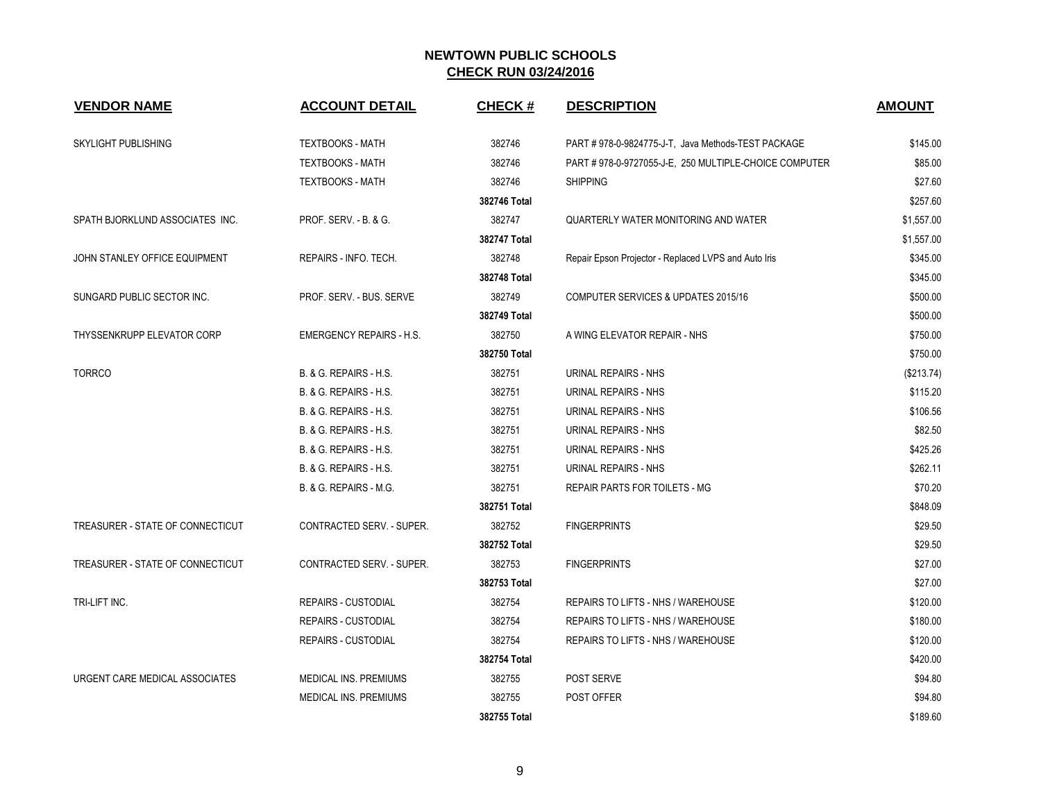# NEWTOWN PUBLIC SCHOOLS

## CHECK RUN 03/24/2016

| VENDOR NAME | ACCOUNT DETAIL | CHECK # | DESCRIPTION | AMOUNT |
|---|---|---|---|---|
| SKYLIGHT PUBLISHING | TEXTBOOKS - MATH | 382746 | PART # 978-0-9824775-J-T, Java Methods-TEST PACKAGE | $145.00 |
| | TEXTBOOKS - MATH | 382746 | PART # 978-0-9727055-J-E, 250 MULTIPLE-CHOICE COMPUTER | $85.00 |
| | TEXTBOOKS - MATH | 382746 | SHIPPING | $27.60 |
| | | **382746 Total** | | $257.60 |
| SPATH BJORKLUND ASSOCIATES INC. | PROF. SERV. - B. & G. | 382747 | QUARTERLY WATER MONITORING AND WATER | $1,557.00 |
| | | **382747 Total** | | $1,557.00 |
| JOHN STANLEY OFFICE EQUIPMENT | REPAIRS - INFO. TECH. | 382748 | Repair Epson Projector - Replaced LVPS and Auto Iris | $345.00 |
| | | **382748 Total** | | $345.00 |
| SUNGARD PUBLIC SECTOR INC. | PROF. SERV. - BUS. SERVE | 382749 | COMPUTER SERVICES & UPDATES 2015/16 | $500.00 |
| | | **382749 Total** | | $500.00 |
| THYSSENKRUPP ELEVATOR CORP | EMERGENCY REPAIRS - H.S. | 382750 | A WING ELEVATOR REPAIR - NHS | $750.00 |
| | | **382750 Total** | | $750.00 |
| TORRCO | B. & G. REPAIRS - H.S. | 382751 | URINAL REPAIRS - NHS | ($213.74) |
| | B. & G. REPAIRS - H.S. | 382751 | URINAL REPAIRS - NHS | $115.20 |
| | B. & G. REPAIRS - H.S. | 382751 | URINAL REPAIRS - NHS | $106.56 |
| | B. & G. REPAIRS - H.S. | 382751 | URINAL REPAIRS - NHS | $82.50 |
| | B. & G. REPAIRS - H.S. | 382751 | URINAL REPAIRS - NHS | $425.26 |
| | B. & G. REPAIRS - H.S. | 382751 | URINAL REPAIRS - NHS | $262.11 |
| | B. & G. REPAIRS - M.G. | 382751 | REPAIR PARTS FOR TOILETS - MG | $70.20 |
| | | **382751 Total** | | $848.09 |
| TREASURER - STATE OF CONNECTICUT | CONTRACTED SERV. - SUPER. | 382752 | FINGERPRINTS | $29.50 |
| | | **382752 Total** | | $29.50 |
| TREASURER - STATE OF CONNECTICUT | CONTRACTED SERV. - SUPER. | 382753 | FINGERPRINTS | $27.00 |
| | | **382753 Total** | | $27.00 |
| TRI-LIFT INC. | REPAIRS - CUSTODIAL | 382754 | REPAIRS TO LIFTS - NHS / WAREHOUSE | $120.00 |
| | REPAIRS - CUSTODIAL | 382754 | REPAIRS TO LIFTS - NHS / WAREHOUSE | $180.00 |
| | REPAIRS - CUSTODIAL | 382754 | REPAIRS TO LIFTS - NHS / WAREHOUSE | $120.00 |
| | | **382754 Total** | | $420.00 |
| URGENT CARE MEDICAL ASSOCIATES | MEDICAL INS. PREMIUMS | 382755 | POST SERVE | $94.80 |
| | MEDICAL INS. PREMIUMS | 382755 | POST OFFER | $94.80 |
| | | **382755 Total** | | $189.60 |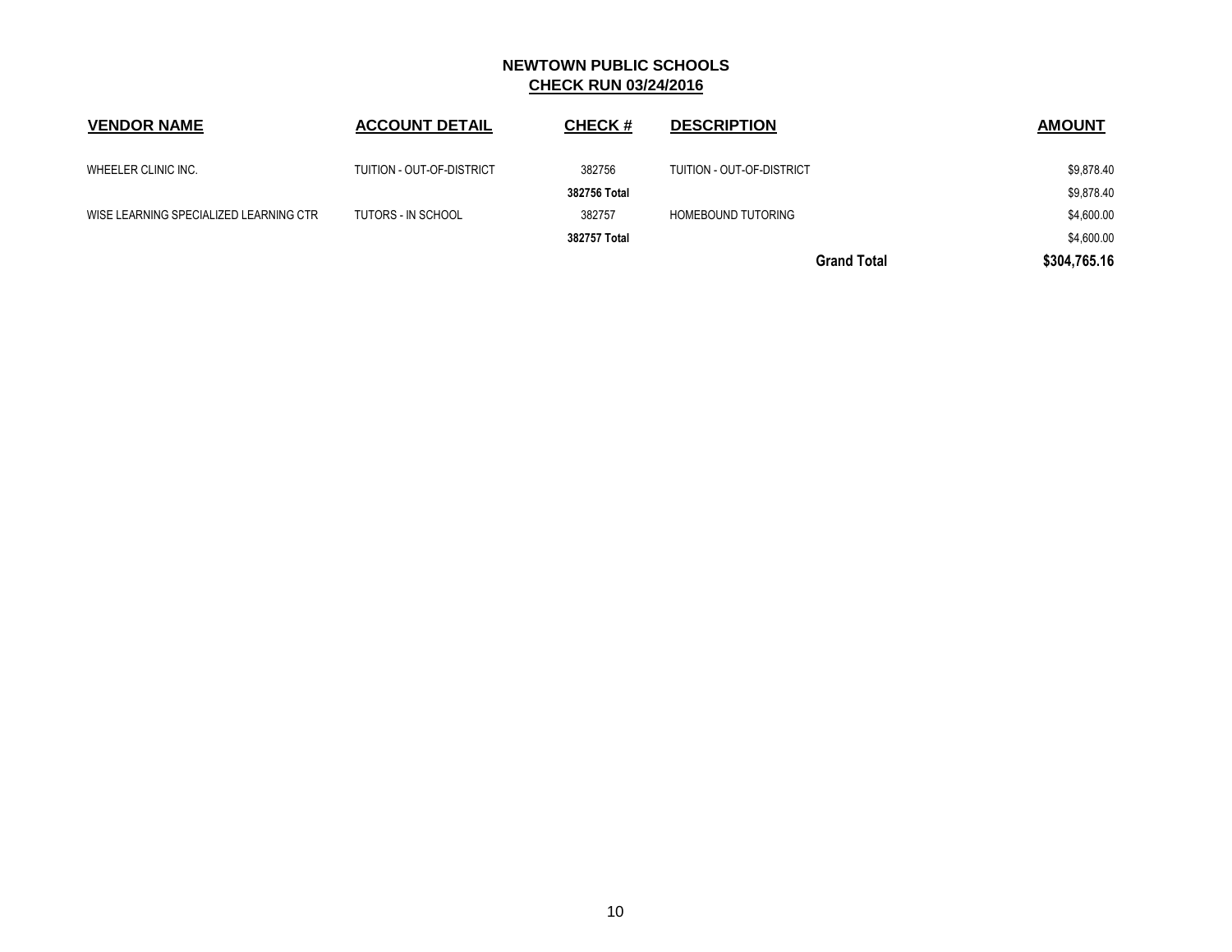## NEWTOWN PUBLIC SCHOOLS
## CHECK RUN 03/24/2016

| VENDOR NAME | ACCOUNT DETAIL | CHECK # | DESCRIPTION | AMOUNT |
|---|---|---|---|---|
| WHEELER CLINIC INC. | TUITION - OUT-OF-DISTRICT | 382756 | TUITION - OUT-OF-DISTRICT | $9,878.40 |
| | | **382756 Total** | | $9,878.40 |
| WISE LEARNING SPECIALIZED LEARNING CTR | TUTORS - IN SCHOOL | 382757 | HOMEBOUND TUTORING | $4,600.00 |
| | | **382757 Total** | | $4,600.00 |
| | | | **Grand Total** | **$304,765.16** |